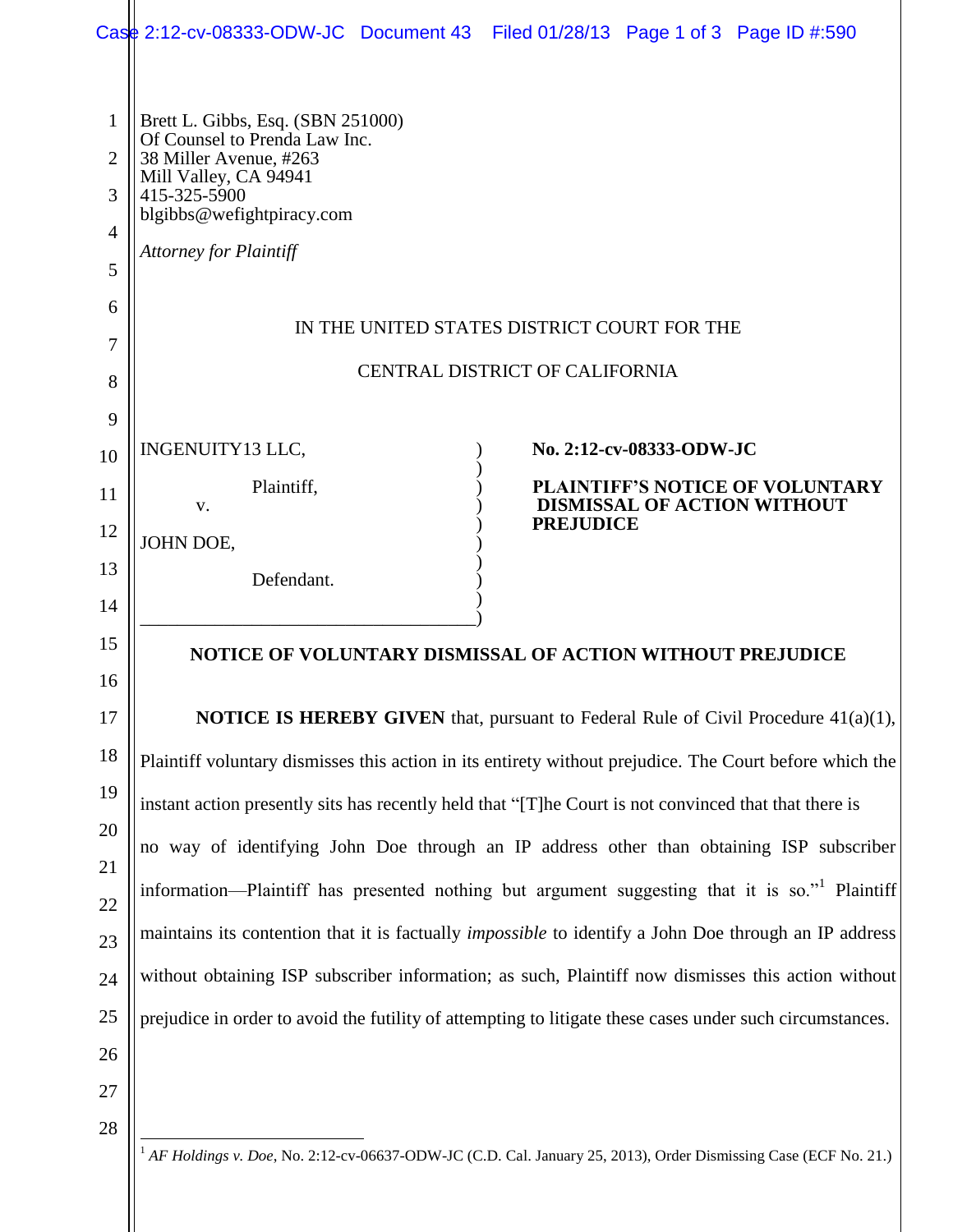Brett L. Gibbs, Esq. (SBN 251000)
Of Counsel to Prenda Law Inc.
38 Miller Avenue, #263
Mill Valley, CA 94941
415-325-5900
blgibbs@wefightpiracy.com

*Attorney for Plaintiff*

IN THE UNITED STATES DISTRICT COURT FOR THE

CENTRAL DISTRICT OF CALIFORNIA

| | |
|---|---|
| INGENUITY13 LLC,<br><br>Plaintiff,<br>v.<br><br>JOHN DOE,<br><br>Defendant. | **No. 2:12-cv-08333-ODW-JC**<br><br>**PLAINTIFF'S NOTICE OF VOLUNTARY DISMISSAL OF ACTION WITHOUT PREJUDICE** |

## NOTICE OF VOLUNTARY DISMISSAL OF ACTION WITHOUT PREJUDICE

**NOTICE IS HEREBY GIVEN** that, pursuant to Federal Rule of Civil Procedure 41(a)(1), Plaintiff voluntary dismisses this action in its entirety without prejudice. The Court before which the instant action presently sits has recently held that "[T]he Court is not convinced that that there is no way of identifying John Doe through an IP address other than obtaining ISP subscriber information—Plaintiff has presented nothing but argument suggesting that it is so."[1] Plaintiff maintains its contention that it is factually *impossible* to identify a John Doe through an IP address without obtaining ISP subscriber information; as such, Plaintiff now dismisses this action without prejudice in order to avoid the futility of attempting to litigate these cases under such circumstances.

---

[1] *AF Holdings v. Doe*, No. 2:12-cv-06637-ODW-JC (C.D. Cal. January 25, 2013), Order Dismissing Case (ECF No. 21.)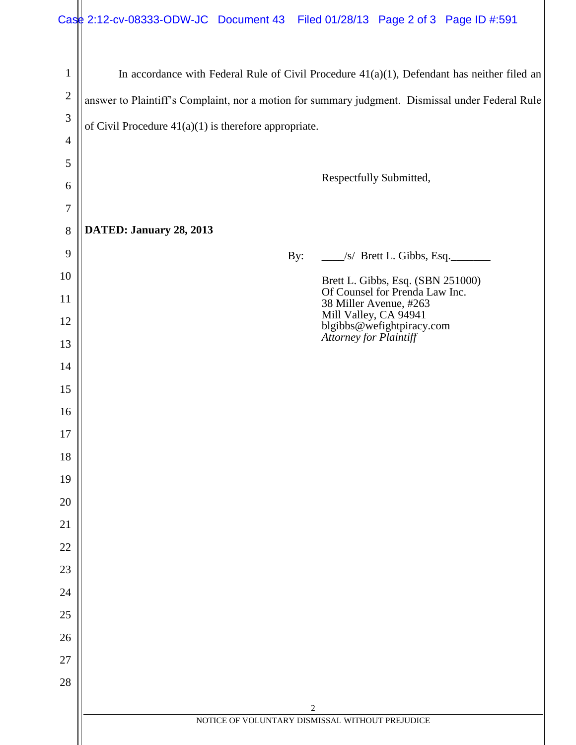In accordance with Federal Rule of Civil Procedure 41(a)(1), Defendant has neither filed an answer to Plaintiff's Complaint, nor a motion for summary judgment. Dismissal under Federal Rule of Civil Procedure 41(a)(1) is therefore appropriate.

Respectfully Submitted,

**DATED: January 28, 2013**

By: ____/s/ Brett L. Gibbs, Esq._______

Brett L. Gibbs, Esq. (SBN 251000)
Of Counsel for Prenda Law Inc.
38 Miller Avenue, #263
Mill Valley, CA 94941
blgibbs@wefightpiracy.com
*Attorney for Plaintiff*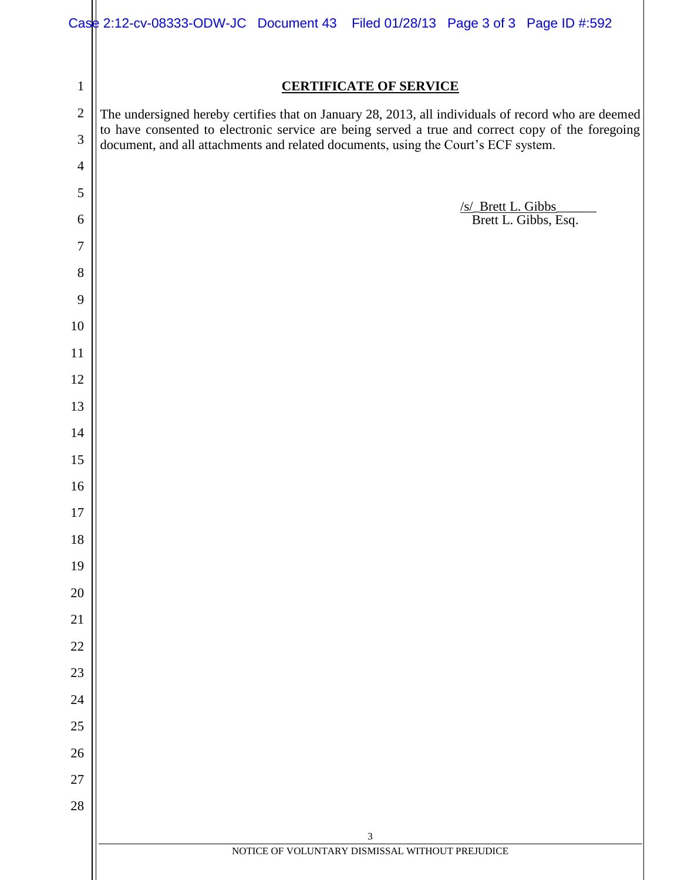## CERTIFICATE OF SERVICE

The undersigned hereby certifies that on January 28, 2013, all individuals of record who are deemed to have consented to electronic service are being served a true and correct copy of the foregoing document, and all attachments and related documents, using the Court's ECF system.

/s/ Brett L. Gibbs
Brett L. Gibbs, Esq.